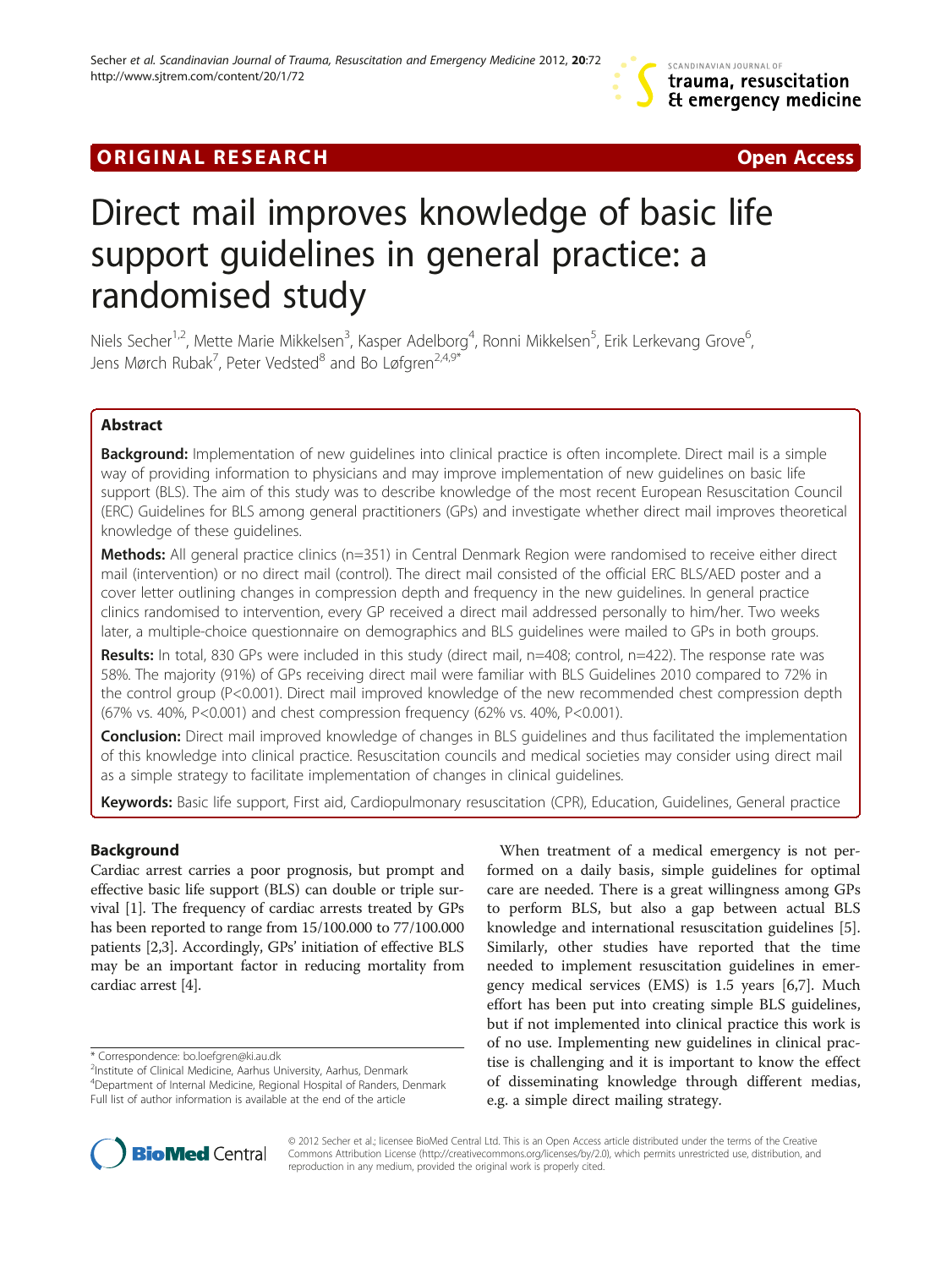ORIGINAL RESEARCH Open Access

# Direct mail improves knowledge of basic life support guidelines in general practice: a randomised study

Niels Secher[1,2], Mette Marie Mikkelsen[3], Kasper Adelborg[4], Ronni Mikkelsen[5], Erik Lerkevang Grove[6], Jens Mørch Rubak[7], Peter Vedsted[8] and Bo Løfgren[2,4,9*]

## Abstract

**Background:** Implementation of new guidelines into clinical practice is often incomplete. Direct mail is a simple way of providing information to physicians and may improve implementation of new guidelines on basic life support (BLS). The aim of this study was to describe knowledge of the most recent European Resuscitation Council (ERC) Guidelines for BLS among general practitioners (GPs) and investigate whether direct mail improves theoretical knowledge of these guidelines.

**Methods:** All general practice clinics (n=351) in Central Denmark Region were randomised to receive either direct mail (intervention) or no direct mail (control). The direct mail consisted of the official ERC BLS/AED poster and a cover letter outlining changes in compression depth and frequency in the new guidelines. In general practice clinics randomised to intervention, every GP received a direct mail addressed personally to him/her. Two weeks later, a multiple-choice questionnaire on demographics and BLS guidelines were mailed to GPs in both groups.

**Results:** In total, 830 GPs were included in this study (direct mail, n=408; control, n=422). The response rate was 58%. The majority (91%) of GPs receiving direct mail were familiar with BLS Guidelines 2010 compared to 72% in the control group (P<0.001). Direct mail improved knowledge of the new recommended chest compression depth (67% vs. 40%, P<0.001) and chest compression frequency (62% vs. 40%, P<0.001).

**Conclusion:** Direct mail improved knowledge of changes in BLS guidelines and thus facilitated the implementation of this knowledge into clinical practice. Resuscitation councils and medical societies may consider using direct mail as a simple strategy to facilitate implementation of changes in clinical guidelines.

**Keywords:** Basic life support, First aid, Cardiopulmonary resuscitation (CPR), Education, Guidelines, General practice

## Background

Cardiac arrest carries a poor prognosis, but prompt and effective basic life support (BLS) can double or triple survival [1]. The frequency of cardiac arrests treated by GPs has been reported to range from 15/100.000 to 77/100.000 patients [2,3]. Accordingly, GPs' initiation of effective BLS may be an important factor in reducing mortality from cardiac arrest [4].

When treatment of a medical emergency is not performed on a daily basis, simple guidelines for optimal care are needed. There is a great willingness among GPs to perform BLS, but also a gap between actual BLS knowledge and international resuscitation guidelines [5]. Similarly, other studies have reported that the time needed to implement resuscitation guidelines in emergency medical services (EMS) is 1.5 years [6,7]. Much effort has been put into creating simple BLS guidelines, but if not implemented into clinical practice this work is of no use. Implementing new guidelines in clinical practise is challenging and it is important to know the effect of disseminating knowledge through different medias, e.g. a simple direct mailing strategy.

\* Correspondence: bo.loefgren@ki.au.dk
[2]Institute of Clinical Medicine, Aarhus University, Aarhus, Denmark
[4]Department of Internal Medicine, Regional Hospital of Randers, Denmark
Full list of author information is available at the end of the article

© 2012 Secher et al.; licensee BioMed Central Ltd. This is an Open Access article distributed under the terms of the Creative Commons Attribution License (http://creativecommons.org/licenses/by/2.0), which permits unrestricted use, distribution, and reproduction in any medium, provided the original work is properly cited.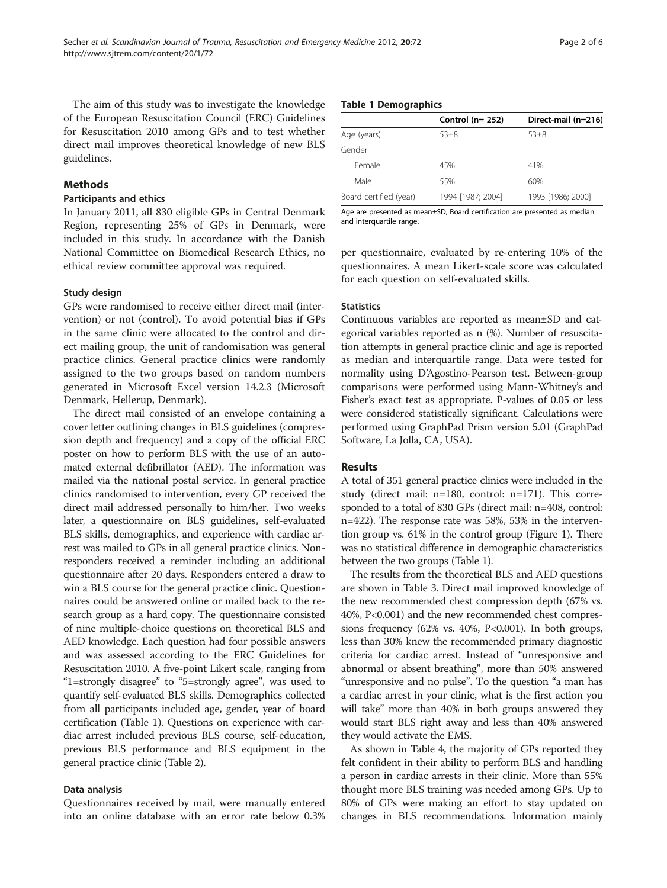The aim of this study was to investigate the knowledge of the European Resuscitation Council (ERC) Guidelines for Resuscitation 2010 among GPs and to test whether direct mail improves theoretical knowledge of new BLS guidelines.

## Methods

### Participants and ethics

In January 2011, all 830 eligible GPs in Central Denmark Region, representing 25% of GPs in Denmark, were included in this study. In accordance with the Danish National Committee on Biomedical Research Ethics, no ethical review committee approval was required.

### Study design

GPs were randomised to receive either direct mail (intervention) or not (control). To avoid potential bias if GPs in the same clinic were allocated to the control and direct mailing group, the unit of randomisation was general practice clinics. General practice clinics were randomly assigned to the two groups based on random numbers generated in Microsoft Excel version 14.2.3 (Microsoft Denmark, Hellerup, Denmark).

The direct mail consisted of an envelope containing a cover letter outlining changes in BLS guidelines (compression depth and frequency) and a copy of the official ERC poster on how to perform BLS with the use of an automated external defibrillator (AED). The information was mailed via the national postal service. In general practice clinics randomised to intervention, every GP received the direct mail addressed personally to him/her. Two weeks later, a questionnaire on BLS guidelines, self-evaluated BLS skills, demographics, and experience with cardiac arrest was mailed to GPs in all general practice clinics. Non-responders received a reminder including an additional questionnaire after 20 days. Responders entered a draw to win a BLS course for the general practice clinic. Questionnaires could be answered online or mailed back to the research group as a hard copy. The questionnaire consisted of nine multiple-choice questions on theoretical BLS and AED knowledge. Each question had four possible answers and was assessed according to the ERC Guidelines for Resuscitation 2010. A five-point Likert scale, ranging from "1=strongly disagree" to "5=strongly agree", was used to quantify self-evaluated BLS skills. Demographics collected from all participants included age, gender, year of board certification (Table 1). Questions on experience with cardiac arrest included previous BLS course, self-education, previous BLS performance and BLS equipment in the general practice clinic (Table 2).

### Data analysis

Questionnaires received by mail, were manually entered into an online database with an error rate below 0.3% per questionnaire, evaluated by re-entering 10% of the questionnaires. A mean Likert-scale score was calculated for each question on self-evaluated skills.

**Table 1 Demographics**

| | Control (n= 252) | Direct-mail (n=216) |
|---|---|---|
| Age (years) | 53±8 | 53±8 |
| Gender | | |
| Female | 45% | 41% |
| Male | 55% | 60% |
| Board certified (year) | 1994 [1987; 2004] | 1993 [1986; 2000] |

Age are presented as mean±SD, Board certification are presented as median and interquartile range.

### Statistics

Continuous variables are reported as mean±SD and categorical variables reported as n (%). Number of resuscitation attempts in general practice clinic and age is reported as median and interquartile range. Data were tested for normality using D'Agostino-Pearson test. Between-group comparisons were performed using Mann-Whitney's and Fisher's exact test as appropriate. P-values of 0.05 or less were considered statistically significant. Calculations were performed using GraphPad Prism version 5.01 (GraphPad Software, La Jolla, CA, USA).

## Results

A total of 351 general practice clinics were included in the study (direct mail: n=180, control: n=171). This corresponded to a total of 830 GPs (direct mail: n=408, control: n=422). The response rate was 58%, 53% in the intervention group vs. 61% in the control group (Figure 1). There was no statistical difference in demographic characteristics between the two groups (Table 1).

The results from the theoretical BLS and AED questions are shown in Table 3. Direct mail improved knowledge of the new recommended chest compression depth (67% vs. 40%, P<0.001) and the new recommended chest compressions frequency (62% vs. 40%, P<0.001). In both groups, less than 30% knew the recommended primary diagnostic criteria for cardiac arrest. Instead of "unresponsive and abnormal or absent breathing", more than 50% answered "unresponsive and no pulse". To the question "a man has a cardiac arrest in your clinic, what is the first action you will take" more than 40% in both groups answered they would start BLS right away and less than 40% answered they would activate the EMS.

As shown in Table 4, the majority of GPs reported they felt confident in their ability to perform BLS and handling a person in cardiac arrests in their clinic. More than 55% thought more BLS training was needed among GPs. Up to 80% of GPs were making an effort to stay updated on changes in BLS recommendations. Information mainly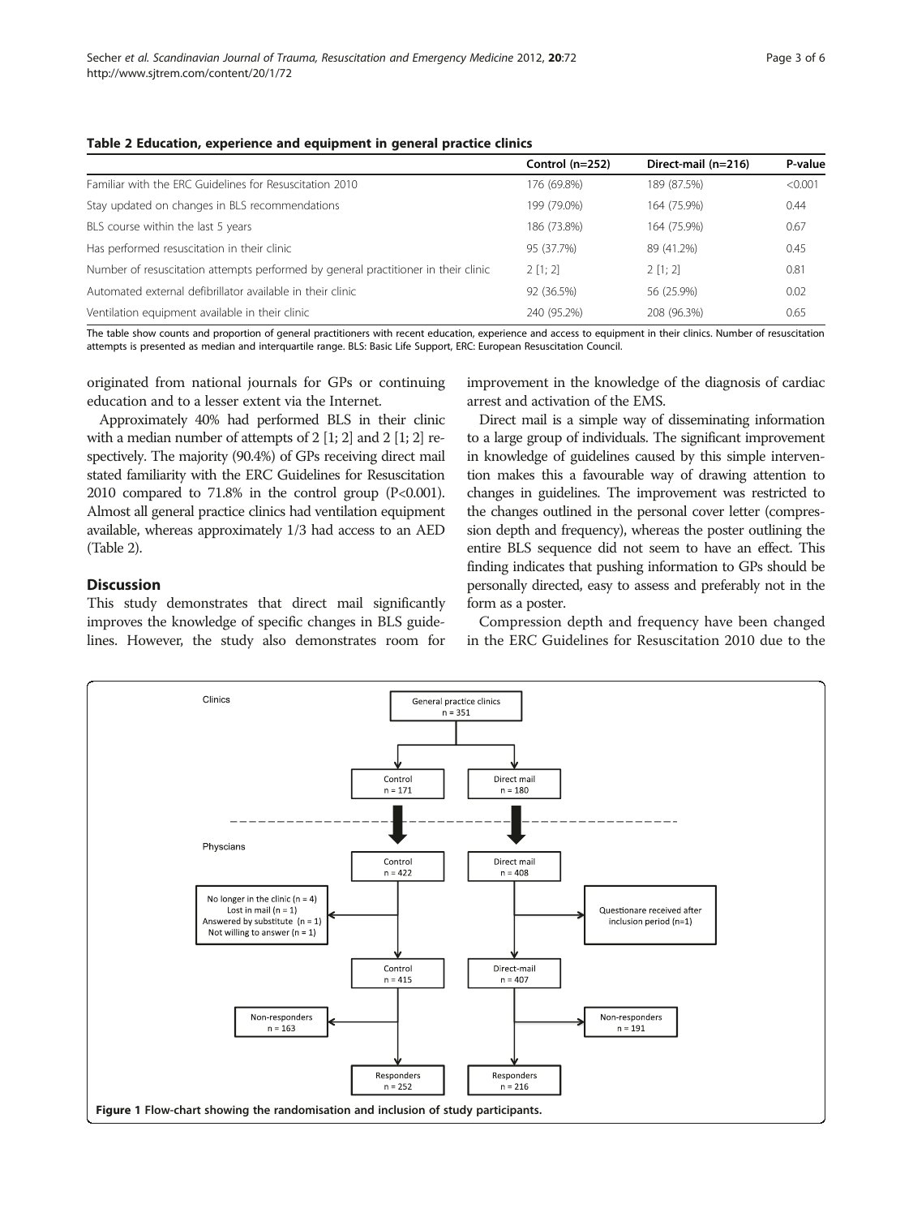**Table 2 Education, experience and equipment in general practice clinics**

| | Control (n=252) | Direct-mail (n=216) | P-value |
|---|---|---|---|
| Familiar with the ERC Guidelines for Resuscitation 2010 | 176 (69.8%) | 189 (87.5%) | <0.001 |
| Stay updated on changes in BLS recommendations | 199 (79.0%) | 164 (75.9%) | 0.44 |
| BLS course within the last 5 years | 186 (73.8%) | 164 (75.9%) | 0.67 |
| Has performed resuscitation in their clinic | 95 (37.7%) | 89 (41.2%) | 0.45 |
| Number of resuscitation attempts performed by general practitioner in their clinic | 2 [1; 2] | 2 [1; 2] | 0.81 |
| Automated external defibrillator available in their clinic | 92 (36.5%) | 56 (25.9%) | 0.02 |
| Ventilation equipment available in their clinic | 240 (95.2%) | 208 (96.3%) | 0.65 |

The table show counts and proportion of general practitioners with recent education, experience and access to equipment in their clinics. Number of resuscitation attempts is presented as median and interquartile range. BLS: Basic Life Support, ERC: European Resuscitation Council.

originated from national journals for GPs or continuing education and to a lesser extent via the Internet.

Approximately 40% had performed BLS in their clinic with a median number of attempts of 2 [1; 2] and 2 [1; 2] respectively. The majority (90.4%) of GPs receiving direct mail stated familiarity with the ERC Guidelines for Resuscitation 2010 compared to 71.8% in the control group (P<0.001). Almost all general practice clinics had ventilation equipment available, whereas approximately 1/3 had access to an AED (Table 2).

## Discussion

This study demonstrates that direct mail significantly improves the knowledge of specific changes in BLS guidelines. However, the study also demonstrates room for improvement in the knowledge of the diagnosis of cardiac arrest and activation of the EMS.

Direct mail is a simple way of disseminating information to a large group of individuals. The significant improvement in knowledge of guidelines caused by this simple intervention makes this a favourable way of drawing attention to changes in guidelines. The improvement was restricted to the changes outlined in the personal cover letter (compression depth and frequency), whereas the poster outlining the entire BLS sequence did not seem to have an effect. This finding indicates that pushing information to GPs should be personally directed, easy to assess and preferably not in the form as a poster.

Compression depth and frequency have been changed in the ERC Guidelines for Resuscitation 2010 due to the

**Figure 1** Flow-chart showing the randomisation and inclusion of study participants.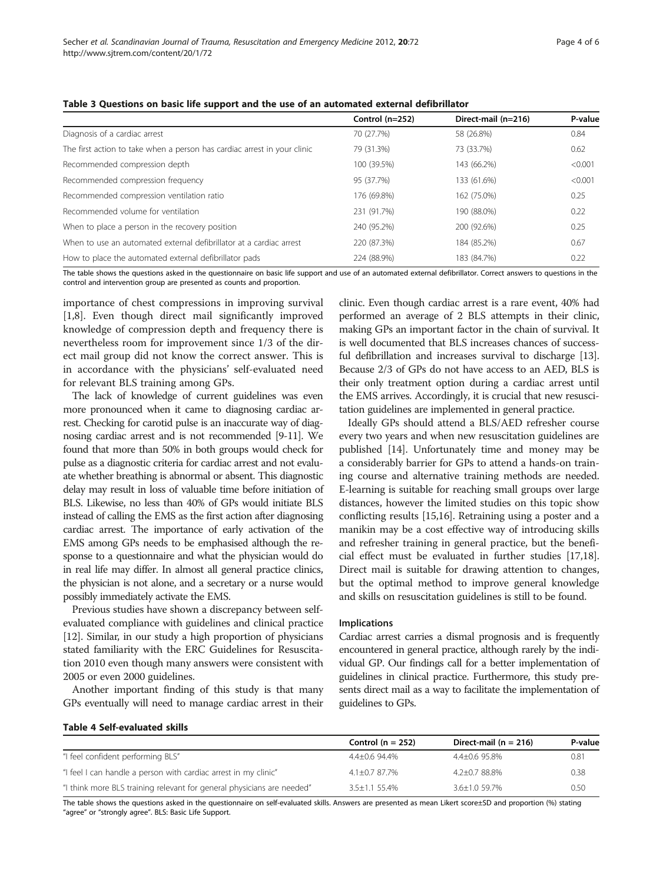**Table 3 Questions on basic life support and the use of an automated external defibrillator**

| | Control (n=252) | Direct-mail (n=216) | P-value |
|---|---|---|---|
| Diagnosis of a cardiac arrest | 70 (27.7%) | 58 (26.8%) | 0.84 |
| The first action to take when a person has cardiac arrest in your clinic | 79 (31.3%) | 73 (33.7%) | 0.62 |
| Recommended compression depth | 100 (39.5%) | 143 (66.2%) | <0.001 |
| Recommended compression frequency | 95 (37.7%) | 133 (61.6%) | <0.001 |
| Recommended compression ventilation ratio | 176 (69.8%) | 162 (75.0%) | 0.25 |
| Recommended volume for ventilation | 231 (91.7%) | 190 (88.0%) | 0.22 |
| When to place a person in the recovery position | 240 (95.2%) | 200 (92.6%) | 0.25 |
| When to use an automated external defibrillator at a cardiac arrest | 220 (87.3%) | 184 (85.2%) | 0.67 |
| How to place the automated external defibrillator pads | 224 (88.9%) | 183 (84.7%) | 0.22 |

The table shows the questions asked in the questionnaire on basic life support and use of an automated external defibrillator. Correct answers to questions in the control and intervention group are presented as counts and proportion.

importance of chest compressions in improving survival [1,8]. Even though direct mail significantly improved knowledge of compression depth and frequency there is nevertheless room for improvement since 1/3 of the direct mail group did not know the correct answer. This is in accordance with the physicians' self-evaluated need for relevant BLS training among GPs.

The lack of knowledge of current guidelines was even more pronounced when it came to diagnosing cardiac arrest. Checking for carotid pulse is an inaccurate way of diagnosing cardiac arrest and is not recommended [9-11]. We found that more than 50% in both groups would check for pulse as a diagnostic criteria for cardiac arrest and not evaluate whether breathing is abnormal or absent. This diagnostic delay may result in loss of valuable time before initiation of BLS. Likewise, no less than 40% of GPs would initiate BLS instead of calling the EMS as the first action after diagnosing cardiac arrest. The importance of early activation of the EMS among GPs needs to be emphasised although the response to a questionnaire and what the physician would do in real life may differ. In almost all general practice clinics, the physician is not alone, and a secretary or a nurse would possibly immediately activate the EMS.

Previous studies have shown a discrepancy between self-evaluated compliance with guidelines and clinical practice [12]. Similar, in our study a high proportion of physicians stated familiarity with the ERC Guidelines for Resuscitation 2010 even though many answers were consistent with 2005 or even 2000 guidelines.

Another important finding of this study is that many GPs eventually will need to manage cardiac arrest in their clinic. Even though cardiac arrest is a rare event, 40% had performed an average of 2 BLS attempts in their clinic, making GPs an important factor in the chain of survival. It is well documented that BLS increases chances of successful defibrillation and increases survival to discharge [13]. Because 2/3 of GPs do not have access to an AED, BLS is their only treatment option during a cardiac arrest until the EMS arrives. Accordingly, it is crucial that new resuscitation guidelines are implemented in general practice.

Ideally GPs should attend a BLS/AED refresher course every two years and when new resuscitation guidelines are published [14]. Unfortunately time and money may be a considerably barrier for GPs to attend a hands-on training course and alternative training methods are needed. E-learning is suitable for reaching small groups over large distances, however the limited studies on this topic show conflicting results [15,16]. Retraining using a poster and a manikin may be a cost effective way of introducing skills and refresher training in general practice, but the beneficial effect must be evaluated in further studies [17,18]. Direct mail is suitable for drawing attention to changes, but the optimal method to improve general knowledge and skills on resuscitation guidelines is still to be found.

### Implications

Cardiac arrest carries a dismal prognosis and is frequently encountered in general practice, although rarely by the individual GP. Our findings call for a better implementation of guidelines in clinical practice. Furthermore, this study presents direct mail as a way to facilitate the implementation of guidelines to GPs.

**Table 4 Self-evaluated skills**

| | Control (n = 252) | Direct-mail (n = 216) | P-value |
|---|---|---|---|
| "I feel confident performing BLS" | 4.4±0.6 94.4% | 4.4±0.6 95.8% | 0.81 |
| "I feel I can handle a person with cardiac arrest in my clinic" | 4.1±0.7 87.7% | 4.2±0.7 88.8% | 0.38 |
| "I think more BLS training relevant for general physicians are needed" | 3.5±1.1 55.4% | 3.6±1.0 59.7% | 0.50 |

The table shows the questions asked in the questionnaire on self-evaluated skills. Answers are presented as mean Likert score±SD and proportion (%) stating "agree" or "strongly agree". BLS: Basic Life Support.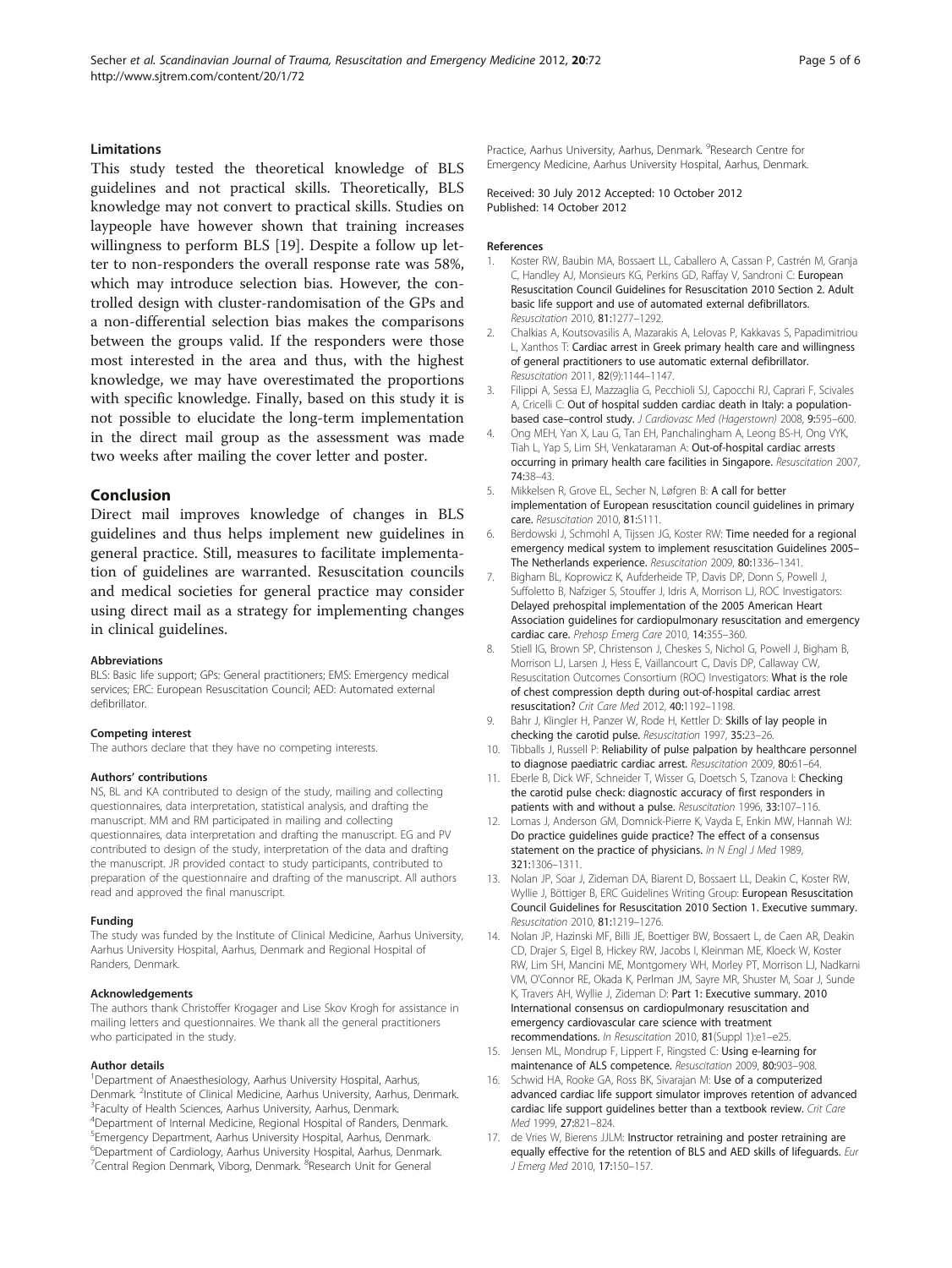## Limitations

This study tested the theoretical knowledge of BLS guidelines and not practical skills. Theoretically, BLS knowledge may not convert to practical skills. Studies on laypeople have however shown that training increases willingness to perform BLS [19]. Despite a follow up letter to non-responders the overall response rate was 58%, which may introduce selection bias. However, the controlled design with cluster-randomisation of the GPs and a non-differential selection bias makes the comparisons between the groups valid. If the responders were those most interested in the area and thus, with the highest knowledge, we may have overestimated the proportions with specific knowledge. Finally, based on this study it is not possible to elucidate the long-term implementation in the direct mail group as the assessment was made two weeks after mailing the cover letter and poster.

## Conclusion

Direct mail improves knowledge of changes in BLS guidelines and thus helps implement new guidelines in general practice. Still, measures to facilitate implementation of guidelines are warranted. Resuscitation councils and medical societies for general practice may consider using direct mail as a strategy for implementing changes in clinical guidelines.

#### Abbreviations

BLS: Basic life support; GPs: General practitioners; EMS: Emergency medical services; ERC: European Resuscitation Council; AED: Automated external defibrillator.

#### Competing interest

The authors declare that they have no competing interests.

#### Authors' contributions

NS, BL and KA contributed to design of the study, mailing and collecting questionnaires, data interpretation, statistical analysis, and drafting the manuscript. MM and RM participated in mailing and collecting questionnaires, data interpretation and drafting the manuscript. EG and PV contributed to design of the study, interpretation of the data and drafting the manuscript. JR provided contact to study participants, contributed to preparation of the questionnaire and drafting of the manuscript. All authors read and approved the final manuscript.

#### Funding

The study was funded by the Institute of Clinical Medicine, Aarhus University, Aarhus University Hospital, Aarhus, Denmark and Regional Hospital of Randers, Denmark.

#### Acknowledgements

The authors thank Christoffer Krogager and Lise Skov Krogh for assistance in mailing letters and questionnaires. We thank all the general practitioners who participated in the study.

#### Author details

[1]Department of Anaesthesiology, Aarhus University Hospital, Aarhus, Denmark. [2]Institute of Clinical Medicine, Aarhus University, Aarhus, Denmark. [3]Faculty of Health Sciences, Aarhus University, Aarhus, Denmark. [4]Department of Internal Medicine, Regional Hospital of Randers, Denmark. [5]Emergency Department, Aarhus University Hospital, Aarhus, Denmark. [6]Department of Cardiology, Aarhus University Hospital, Aarhus, Denmark. [7]Central Region Denmark, Viborg, Denmark. [8]Research Unit for General Practice, Aarhus University, Aarhus, Denmark. [9]Research Centre for Emergency Medicine, Aarhus University Hospital, Aarhus, Denmark.

Received: 30 July 2012 Accepted: 10 October 2012
Published: 14 October 2012

#### References

1. Koster RW, Baubin MA, Bossaert LL, Caballero A, Cassan P, Castrén M, Granja C, Handley AJ, Monsieurs KG, Perkins GD, Raffay V, Sandroni C: **European Resuscitation Council Guidelines for Resuscitation 2010 Section 2. Adult basic life support and use of automated external defibrillators.** *Resuscitation* 2010, **81**:1277–1292.
2. Chalkias A, Koutsovasilis A, Mazarakis A, Lelovas P, Kakkavas S, Papadimitriou L, Xanthos T: **Cardiac arrest in Greek primary health care and willingness of general practitioners to use automatic external defibrillator.** *Resuscitation* 2011, **82**(9):1144–1147.
3. Filippi A, Sessa EJ, Mazzaglia G, Pecchioli SJ, Capocchi RJ, Caprari F, Scivales A, Cricelli C: **Out of hospital sudden cardiac death in Italy: a population-based case–control study.** *J Cardiovasc Med (Hagerstown)* 2008, **9**:595–600.
4. Ong MEH, Yan X, Lau G, Tan EH, Panchalingham A, Leong BS-H, Ong VYK, Tiah L, Yap S, Lim SH, Venkataraman A: **Out-of-hospital cardiac arrests occurring in primary health care facilities in Singapore.** *Resuscitation* 2007, **74**:38–43.
5. Mikkelsen R, Grove EL, Secher N, Løfgren B: **A call for better implementation of European resuscitation council guidelines in primary care.** *Resuscitation* 2010, **81**:S111.
6. Berdowski J, Schmohl A, Tijssen JG, Koster RW: **Time needed for a regional emergency medical system to implement resuscitation Guidelines 2005–The Netherlands experience.** *Resuscitation* 2009, **80**:1336–1341.
7. Bigham BL, Koprowicz K, Aufderheide TP, Davis DP, Donn S, Powell J, Suffoletto B, Nafziger S, Stouffer J, Idris A, Morrison LJ, ROC Investigators: **Delayed prehospital implementation of the 2005 American Heart Association guidelines for cardiopulmonary resuscitation and emergency cardiac care.** *Prehosp Emerg Care* 2010, **14**:355–360.
8. Stiell IG, Brown SP, Christenson J, Cheskes S, Nichol G, Powell J, Bigham B, Morrison LJ, Larsen J, Hess E, Vaillancourt C, Davis DP, Callaway CW, Resuscitation Outcomes Consortium (ROC) Investigators: **What is the role of chest compression depth during out-of-hospital cardiac arrest resuscitation?** *Crit Care Med* 2012, **40**:1192–1198.
9. Bahr J, Klingler H, Panzer W, Rode H, Kettler D: **Skills of lay people in checking the carotid pulse.** *Resuscitation* 1997, **35**:23–26.
10. Tibballs J, Russell P: **Reliability of pulse palpation by healthcare personnel to diagnose paediatric cardiac arrest.** *Resuscitation* 2009, **80**:61–64.
11. Eberle B, Dick WF, Schneider T, Wisser G, Doetsch S, Tzanova I: **Checking the carotid pulse check: diagnostic accuracy of first responders in patients with and without a pulse.** *Resuscitation* 1996, **33**:107–116.
12. Lomas J, Anderson GM, Domnick-Pierre K, Vayda E, Enkin MW, Hannah WJ: **Do practice guidelines guide practice? The effect of a consensus statement on the practice of physicians.** *In N Engl J Med* 1989, **321**:1306–1311.
13. Nolan JP, Soar J, Zideman DA, Biarent D, Bossaert LL, Deakin C, Koster RW, Wyllie J, Böttiger B, ERC Guidelines Writing Group: **European Resuscitation Council Guidelines for Resuscitation 2010 Section 1. Executive summary.** *Resuscitation* 2010, **81**:1219–1276.
14. Nolan JP, Hazinski MF, Billi JE, Boettiger BW, Bossaert L, de Caen AR, Deakin CD, Drajer S, Eigel B, Hickey RW, Jacobs I, Kleinman ME, Kloeck W, Koster RW, Lim SH, Mancini ME, Montgomery WH, Morley PT, Morrison LJ, Nadkarni VM, O'Connor RE, Okada K, Perlman JM, Sayre MR, Shuster M, Soar J, Sunde K, Travers AH, Wyllie J, Zideman D: **Part 1: Executive summary. 2010 International consensus on cardiopulmonary resuscitation and emergency cardiovascular care science with treatment recommendations.** *In Resuscitation* 2010, **81**(Suppl 1):e1–e25.
15. Jensen ML, Mondrup F, Lippert F, Ringsted C: **Using e-learning for maintenance of ALS competence.** *Resuscitation* 2009, **80**:903–908.
16. Schwid HA, Rooke GA, Ross BK, Sivarajan M: **Use of a computerized advanced cardiac life support simulator improves retention of advanced cardiac life support guidelines better than a textbook review.** *Crit Care Med* 1999, **27**:821–824.
17. de Vries W, Bierens JJLM: **Instructor retraining and poster retraining are equally effective for the retention of BLS and AED skills of lifeguards.** *Eur J Emerg Med* 2010, **17**:150–157.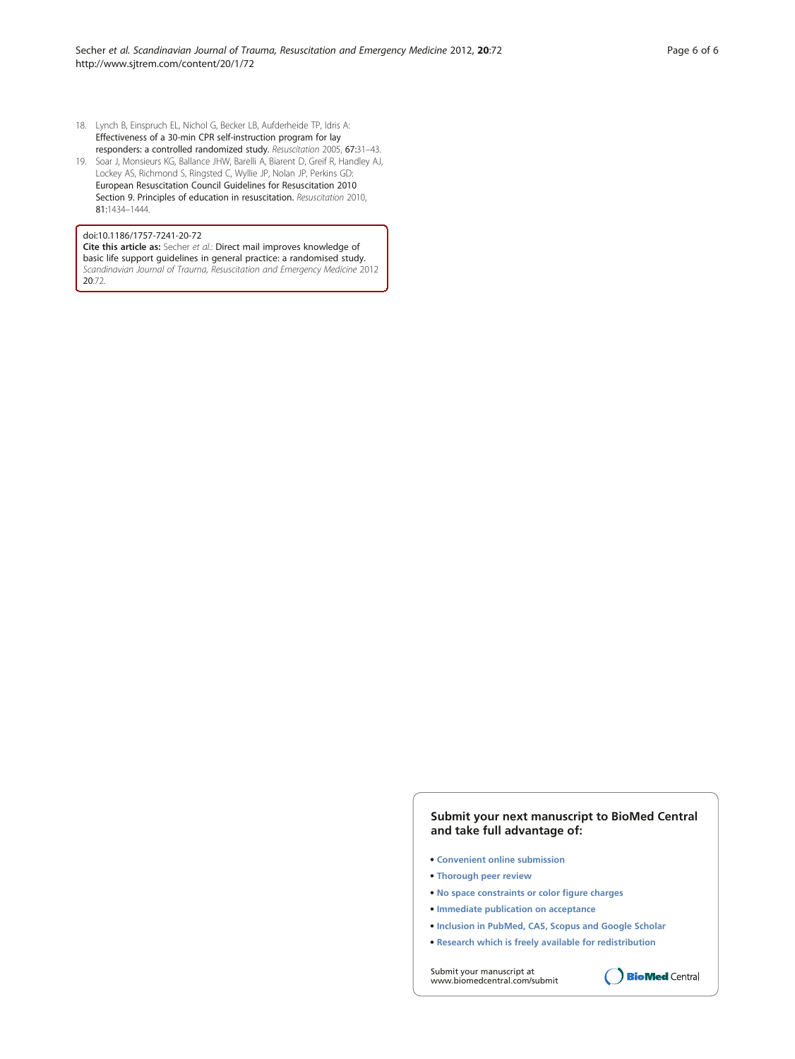18. Lynch B, Einspruch EL, Nichol G, Becker LB, Aufderheide TP, Idris A: Effectiveness of a 30-min CPR self-instruction program for lay responders: a controlled randomized study. *Resuscitation* 2005, **67**:31–43.
19. Soar J, Monsieurs KG, Ballance JHW, Barelli A, Biarent D, Greif R, Handley AJ, Lockey AS, Richmond S, Ringsted C, Wyllie JP, Nolan JP, Perkins GD: European Resuscitation Council Guidelines for Resuscitation 2010 Section 9. Principles of education in resuscitation. *Resuscitation* 2010, **81**:1434–1444.

doi:10.1186/1757-7241-20-72

**Cite this article as:** Secher *et al.*: Direct mail improves knowledge of basic life support guidelines in general practice: a randomised study. *Scandinavian Journal of Trauma, Resuscitation and Emergency Medicine* 2012 **20**:72.

**Submit your next manuscript to BioMed Central and take full advantage of:**

- **Convenient online submission**
- **Thorough peer review**
- **No space constraints or color figure charges**
- **Immediate publication on acceptance**
- **Inclusion in PubMed, CAS, Scopus and Google Scholar**
- **Research which is freely available for redistribution**

Submit your manuscript at
www.biomedcentral.com/submit

BioMed Central